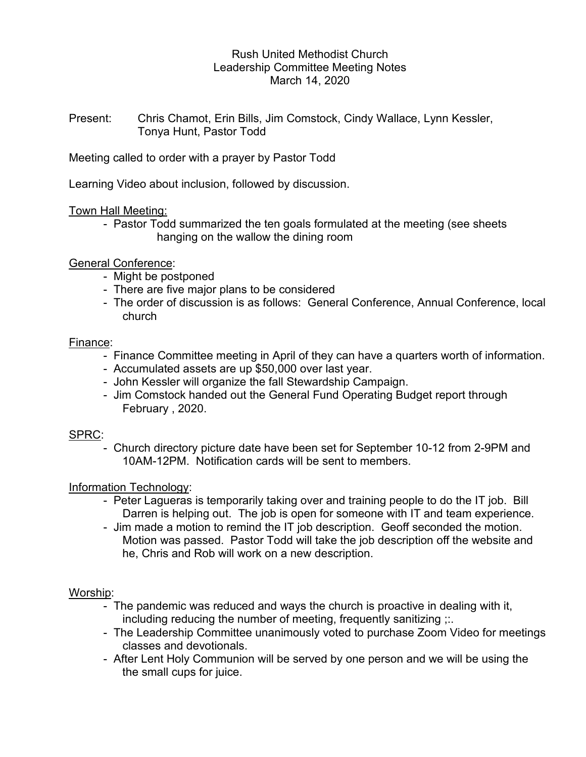Rush United Methodist Church
Leadership Committee Meeting Notes
March 14, 2020

Present: Chris Chamot, Erin Bills, Jim Comstock, Cindy Wallace, Lynn Kessler, Tonya Hunt, Pastor Todd

Meeting called to order with a prayer by Pastor Todd

Learning Video about inclusion, followed by discussion.

<u>Town Hall Meeting:</u>

- Pastor Todd summarized the ten goals formulated at the meeting (see sheets hanging on the wallow the dining room

<u>General Conference</u>:

- Might be postponed
- There are five major plans to be considered
- The order of discussion is as follows: General Conference, Annual Conference, local church

<u>Finance</u>:

- Finance Committee meeting in April of they can have a quarters worth of information.
- Accumulated assets are up $50,000 over last year.
- John Kessler will organize the fall Stewardship Campaign.
- Jim Comstock handed out the General Fund Operating Budget report through February , 2020.

<u>SPRC</u>:

- Church directory picture date have been set for September 10-12 from 2-9PM and 10AM-12PM. Notification cards will be sent to members.

<u>Information Technology</u>:

- Peter Lagueras is temporarily taking over and training people to do the IT job. Bill Darren is helping out. The job is open for someone with IT and team experience.
- Jim made a motion to remind the IT job description. Geoff seconded the motion. Motion was passed. Pastor Todd will take the job description off the website and he, Chris and Rob will work on a new description.

<u>Worship</u>:

- The pandemic was reduced and ways the church is proactive in dealing with it, including reducing the number of meeting, frequently sanitizing ;:.
- The Leadership Committee unanimously voted to purchase Zoom Video for meetings classes and devotionals.
- After Lent Holy Communion will be served by one person and we will be using the the small cups for juice.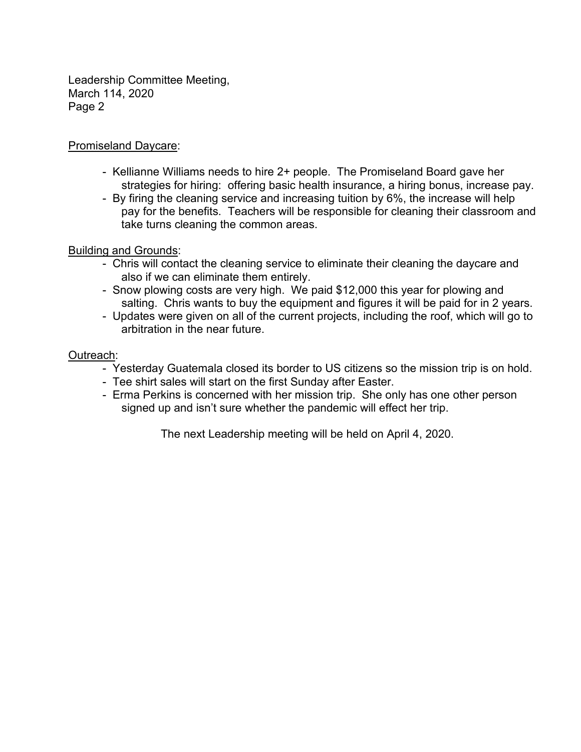## Promiseland Daycare:

- Kellianne Williams needs to hire 2+ people. The Promiseland Board gave her strategies for hiring: offering basic health insurance, a hiring bonus, increase pay.
- By firing the cleaning service and increasing tuition by 6%, the increase will help pay for the benefits. Teachers will be responsible for cleaning their classroom and take turns cleaning the common areas.

## Building and Grounds:

- Chris will contact the cleaning service to eliminate their cleaning the daycare and also if we can eliminate them entirely.
- Snow plowing costs are very high. We paid $12,000 this year for plowing and salting. Chris wants to buy the equipment and figures it will be paid for in 2 years.
- Updates were given on all of the current projects, including the roof, which will go to arbitration in the near future.

## Outreach:

- Yesterday Guatemala closed its border to US citizens so the mission trip is on hold.
- Tee shirt sales will start on the first Sunday after Easter.
- Erma Perkins is concerned with her mission trip. She only has one other person signed up and isn't sure whether the pandemic will effect her trip.

The next Leadership meeting will be held on April 4, 2020.